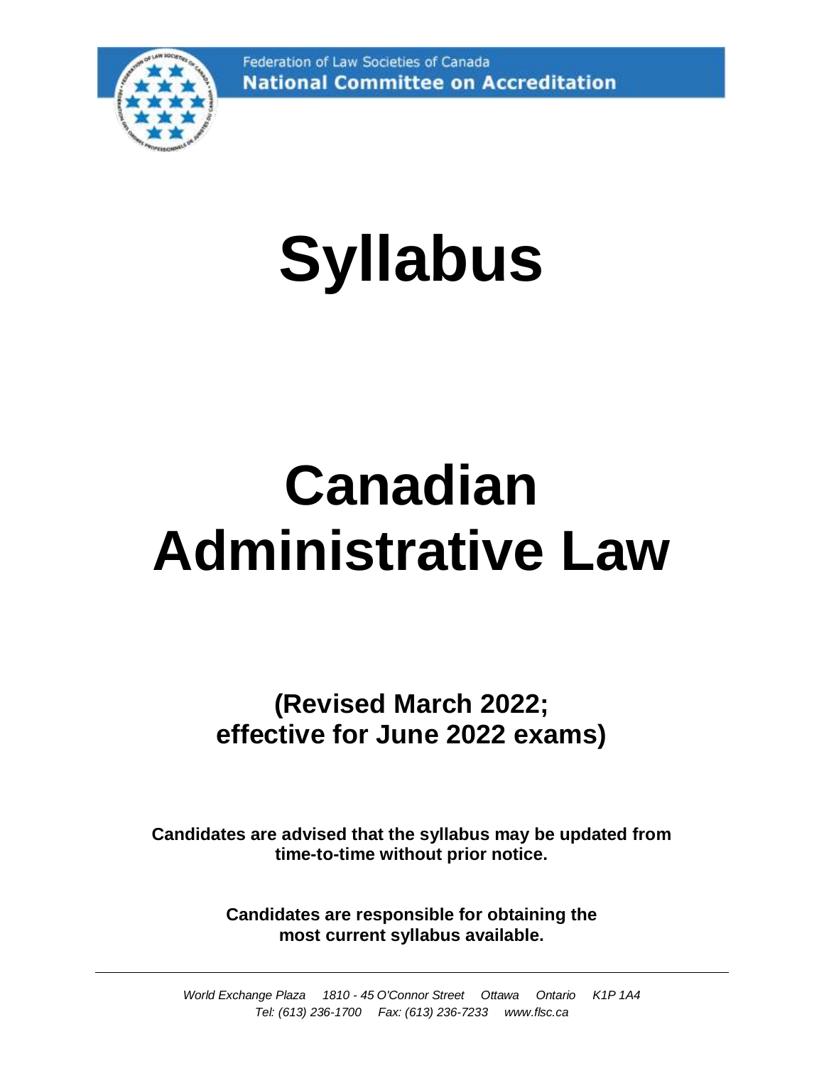Federation of Law Societies of Canada
**National Committee on Accreditation**

# Syllabus

# Canadian Administrative Law

## (Revised March 2022; effective for June 2022 exams)

**Candidates are advised that the syllabus may be updated from time-to-time without prior notice.**

**Candidates are responsible for obtaining the most current syllabus available.**

---

*World Exchange Plaza 1810 - 45 O'Connor Street Ottawa Ontario K1P 1A4*
*Tel: (613) 236-1700 Fax: (613) 236-7233 www.flsc.ca*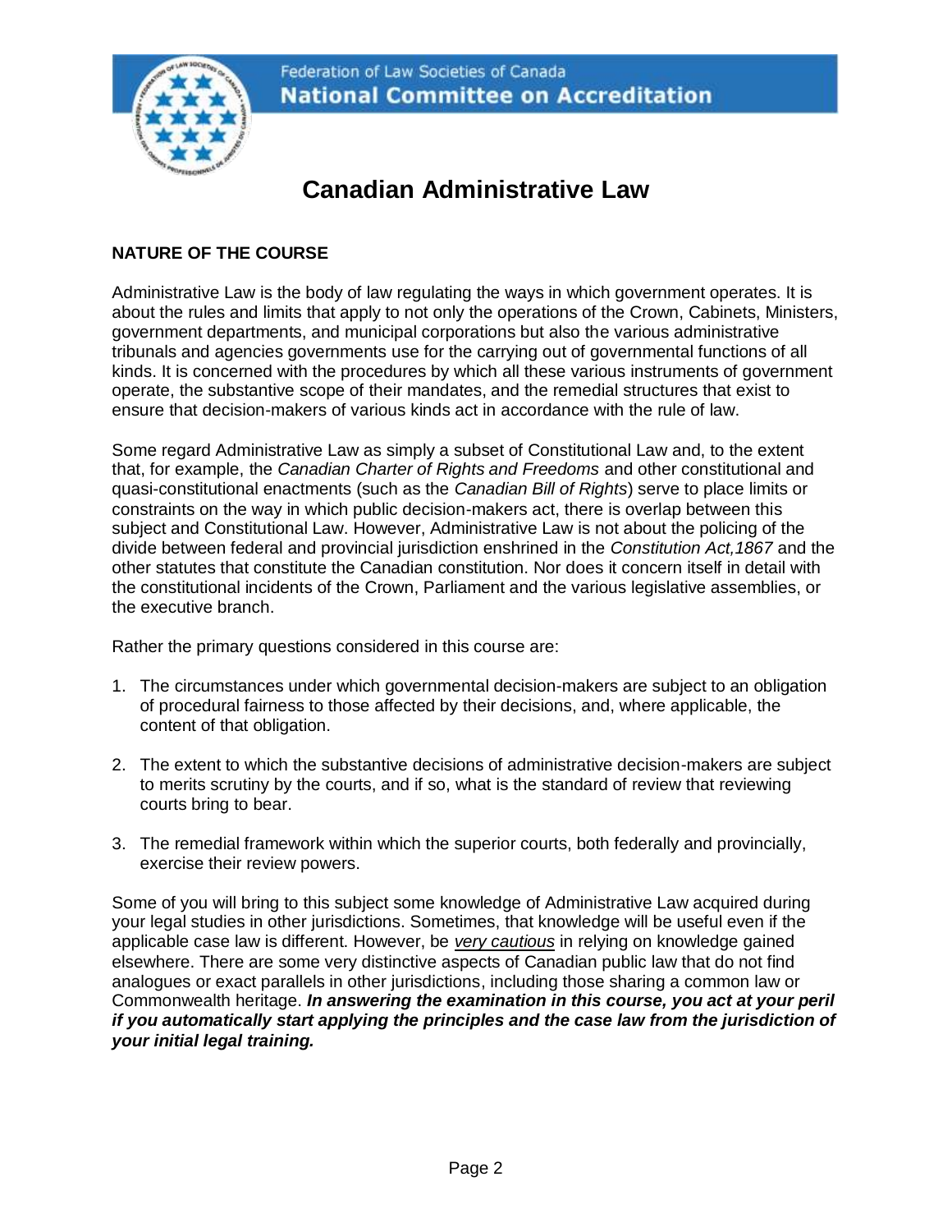Federation of Law Societies of Canada
**National Committee on Accreditation**

# Canadian Administrative Law

## NATURE OF THE COURSE

Administrative Law is the body of law regulating the ways in which government operates. It is about the rules and limits that apply to not only the operations of the Crown, Cabinets, Ministers, government departments, and municipal corporations but also the various administrative tribunals and agencies governments use for the carrying out of governmental functions of all kinds. It is concerned with the procedures by which all these various instruments of government operate, the substantive scope of their mandates, and the remedial structures that exist to ensure that decision-makers of various kinds act in accordance with the rule of law.

Some regard Administrative Law as simply a subset of Constitutional Law and, to the extent that, for example, the *Canadian Charter of Rights and Freedoms* and other constitutional and quasi-constitutional enactments (such as the *Canadian Bill of Rights*) serve to place limits or constraints on the way in which public decision-makers act, there is overlap between this subject and Constitutional Law. However, Administrative Law is not about the policing of the divide between federal and provincial jurisdiction enshrined in the *Constitution Act,1867* and the other statutes that constitute the Canadian constitution. Nor does it concern itself in detail with the constitutional incidents of the Crown, Parliament and the various legislative assemblies, or the executive branch.

Rather the primary questions considered in this course are:

1. The circumstances under which governmental decision-makers are subject to an obligation of procedural fairness to those affected by their decisions, and, where applicable, the content of that obligation.

2. The extent to which the substantive decisions of administrative decision-makers are subject to merits scrutiny by the courts, and if so, what is the standard of review that reviewing courts bring to bear.

3. The remedial framework within which the superior courts, both federally and provincially, exercise their review powers.

Some of you will bring to this subject some knowledge of Administrative Law acquired during your legal studies in other jurisdictions. Sometimes, that knowledge will be useful even if the applicable case law is different. However, be <u>*very cautious*</u> in relying on knowledge gained elsewhere. There are some very distinctive aspects of Canadian public law that do not find analogues or exact parallels in other jurisdictions, including those sharing a common law or Commonwealth heritage. ***In answering the examination in this course, you act at your peril if you automatically start applying the principles and the case law from the jurisdiction of your initial legal training.***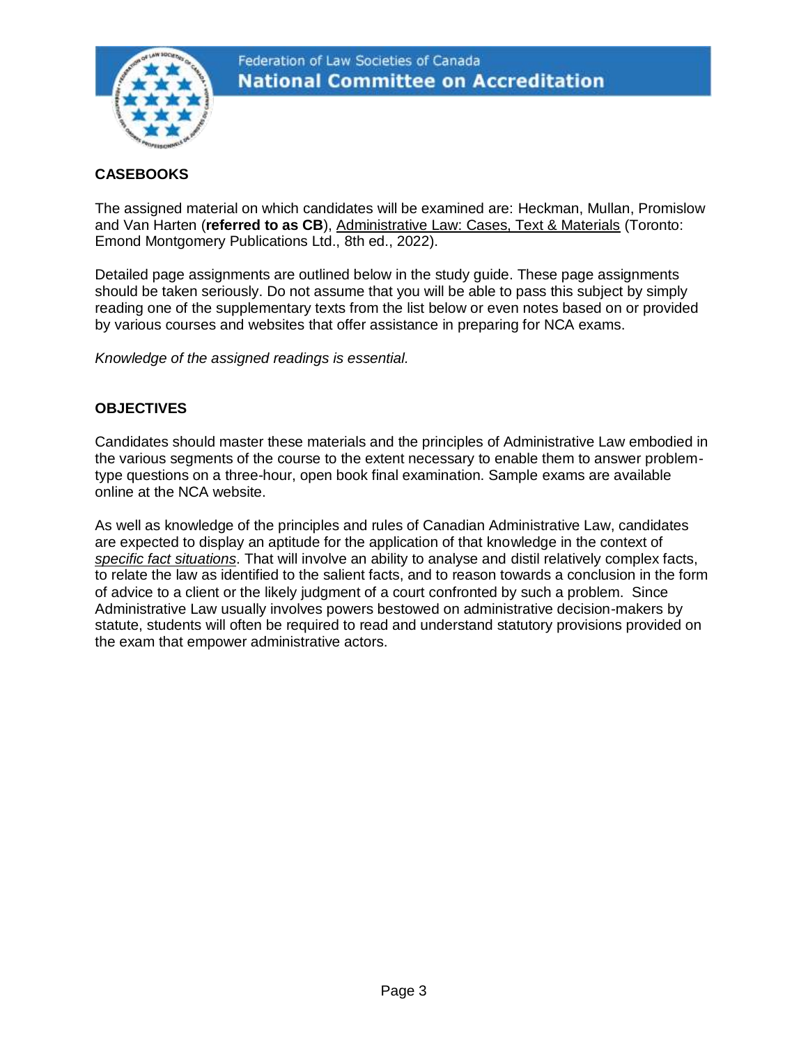## CASEBOOKS

The assigned material on which candidates will be examined are: Heckman, Mullan, Promislow and Van Harten (**referred to as CB**), Administrative Law: Cases, Text & Materials (Toronto: Emond Montgomery Publications Ltd., 8th ed., 2022).

Detailed page assignments are outlined below in the study guide. These page assignments should be taken seriously. Do not assume that you will be able to pass this subject by simply reading one of the supplementary texts from the list below or even notes based on or provided by various courses and websites that offer assistance in preparing for NCA exams.

*Knowledge of the assigned readings is essential.*

## OBJECTIVES

Candidates should master these materials and the principles of Administrative Law embodied in the various segments of the course to the extent necessary to enable them to answer problem-type questions on a three-hour, open book final examination. Sample exams are available online at the NCA website.

As well as knowledge of the principles and rules of Canadian Administrative Law, candidates are expected to display an aptitude for the application of that knowledge in the context of *specific fact situations*. That will involve an ability to analyse and distil relatively complex facts, to relate the law as identified to the salient facts, and to reason towards a conclusion in the form of advice to a client or the likely judgment of a court confronted by such a problem. Since Administrative Law usually involves powers bestowed on administrative decision-makers by statute, students will often be required to read and understand statutory provisions provided on the exam that empower administrative actors.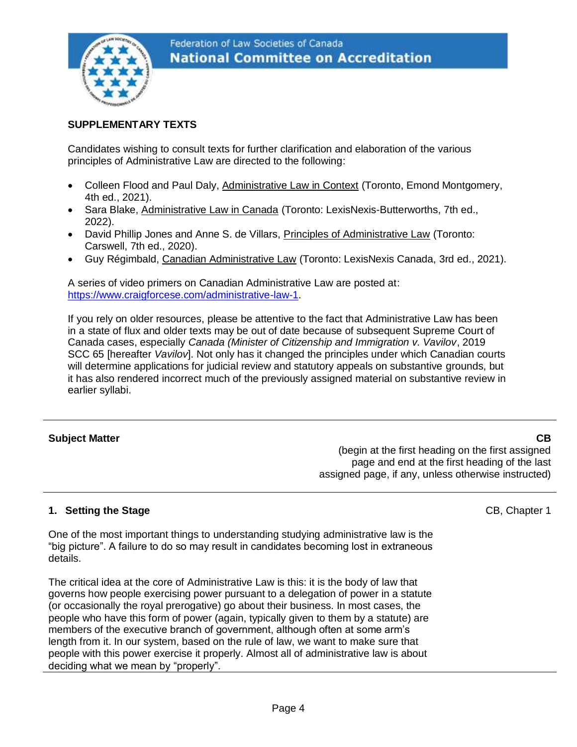**Federation of Law Societies of Canada**
**National Committee on Accreditation**

**SUPPLEMENTARY TEXTS**

Candidates wishing to consult texts for further clarification and elaboration of the various principles of Administrative Law are directed to the following:

- Colleen Flood and Paul Daly, Administrative Law in Context (Toronto, Emond Montgomery, 4th ed., 2021).
- Sara Blake, Administrative Law in Canada (Toronto: LexisNexis-Butterworths, 7th ed., 2022).
- David Phillip Jones and Anne S. de Villars, Principles of Administrative Law (Toronto: Carswell, 7th ed., 2020).
- Guy Régimbald, Canadian Administrative Law (Toronto: LexisNexis Canada, 3rd ed., 2021).

A series of video primers on Canadian Administrative Law are posted at: https://www.craigforcese.com/administrative-law-1.

If you rely on older resources, please be attentive to the fact that Administrative Law has been in a state of flux and older texts may be out of date because of subsequent Supreme Court of Canada cases, especially *Canada (Minister of Citizenship and Immigration v. Vavilov*, 2019 SCC 65 [hereafter *Vavilov*]. Not only has it changed the principles under which Canadian courts will determine applications for judicial review and statutory appeals on substantive grounds, but it has also rendered incorrect much of the previously assigned material on substantive review in earlier syllabi.

| **Subject Matter** | **CB** (begin at the first heading on the first assigned page and end at the first heading of the last assigned page, if any, unless otherwise instructed) |
| --- | --- |

## 1. Setting the Stage

CB, Chapter 1

One of the most important things to understanding studying administrative law is the "big picture". A failure to do so may result in candidates becoming lost in extraneous details.

The critical idea at the core of Administrative Law is this: it is the body of law that governs how people exercising power pursuant to a delegation of power in a statute (or occasionally the royal prerogative) go about their business. In most cases, the people who have this form of power (again, typically given to them by a statute) are members of the executive branch of government, although often at some arm's length from it. In our system, based on the rule of law, we want to make sure that people with this power exercise it properly. Almost all of administrative law is about deciding what we mean by "properly".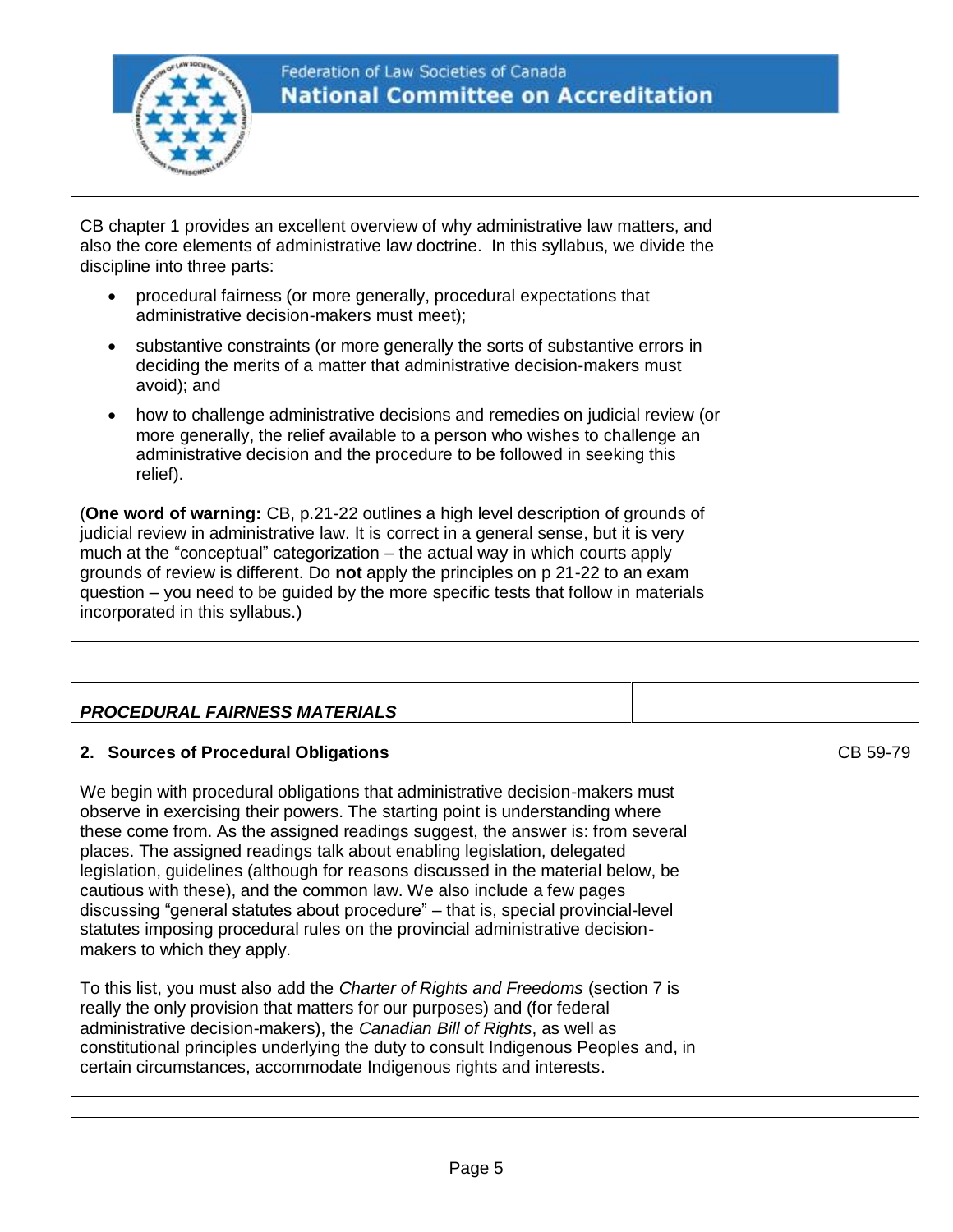CB chapter 1 provides an excellent overview of why administrative law matters, and also the core elements of administrative law doctrine. In this syllabus, we divide the discipline into three parts:

- procedural fairness (or more generally, procedural expectations that administrative decision-makers must meet);
- substantive constraints (or more generally the sorts of substantive errors in deciding the merits of a matter that administrative decision-makers must avoid); and
- how to challenge administrative decisions and remedies on judicial review (or more generally, the relief available to a person who wishes to challenge an administrative decision and the procedure to be followed in seeking this relief).

(**One word of warning:** CB, p.21-22 outlines a high level description of grounds of judicial review in administrative law. It is correct in a general sense, but it is very much at the "conceptual" categorization – the actual way in which courts apply grounds of review is different. Do **not** apply the principles on p 21-22 to an exam question – you need to be guided by the more specific tests that follow in materials incorporated in this syllabus.)

## ***PROCEDURAL FAIRNESS MATERIALS***

### 2. Sources of Procedural Obligations

CB 59-79

We begin with procedural obligations that administrative decision-makers must observe in exercising their powers. The starting point is understanding where these come from. As the assigned readings suggest, the answer is: from several places. The assigned readings talk about enabling legislation, delegated legislation, guidelines (although for reasons discussed in the material below, be cautious with these), and the common law. We also include a few pages discussing "general statutes about procedure" – that is, special provincial-level statutes imposing procedural rules on the provincial administrative decision-makers to which they apply.

To this list, you must also add the *Charter of Rights and Freedoms* (section 7 is really the only provision that matters for our purposes) and (for federal administrative decision-makers), the *Canadian Bill of Rights*, as well as constitutional principles underlying the duty to consult Indigenous Peoples and, in certain circumstances, accommodate Indigenous rights and interests.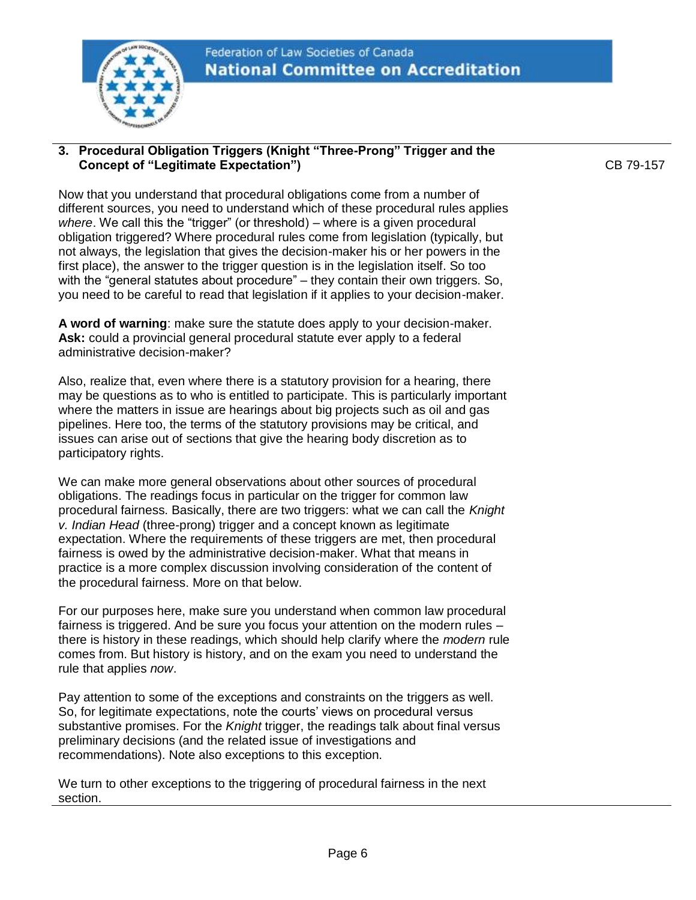### 3. Procedural Obligation Triggers (Knight "Three-Prong" Trigger and the Concept of "Legitimate Expectation")

CB 79-157

Now that you understand that procedural obligations come from a number of different sources, you need to understand which of these procedural rules applies *where*. We call this the "trigger" (or threshold) – where is a given procedural obligation triggered? Where procedural rules come from legislation (typically, but not always, the legislation that gives the decision-maker his or her powers in the first place), the answer to the trigger question is in the legislation itself. So too with the "general statutes about procedure" – they contain their own triggers. So, you need to be careful to read that legislation if it applies to your decision-maker.

**A word of warning**: make sure the statute does apply to your decision-maker. **Ask:** could a provincial general procedural statute ever apply to a federal administrative decision-maker?

Also, realize that, even where there is a statutory provision for a hearing, there may be questions as to who is entitled to participate. This is particularly important where the matters in issue are hearings about big projects such as oil and gas pipelines. Here too, the terms of the statutory provisions may be critical, and issues can arise out of sections that give the hearing body discretion as to participatory rights.

We can make more general observations about other sources of procedural obligations. The readings focus in particular on the trigger for common law procedural fairness. Basically, there are two triggers: what we can call the *Knight v. Indian Head* (three-prong) trigger and a concept known as legitimate expectation. Where the requirements of these triggers are met, then procedural fairness is owed by the administrative decision-maker. What that means in practice is a more complex discussion involving consideration of the content of the procedural fairness. More on that below.

For our purposes here, make sure you understand when common law procedural fairness is triggered. And be sure you focus your attention on the modern rules – there is history in these readings, which should help clarify where the *modern* rule comes from. But history is history, and on the exam you need to understand the rule that applies *now*.

Pay attention to some of the exceptions and constraints on the triggers as well. So, for legitimate expectations, note the courts' views on procedural versus substantive promises. For the *Knight* trigger, the readings talk about final versus preliminary decisions (and the related issue of investigations and recommendations). Note also exceptions to this exception.

We turn to other exceptions to the triggering of procedural fairness in the next section.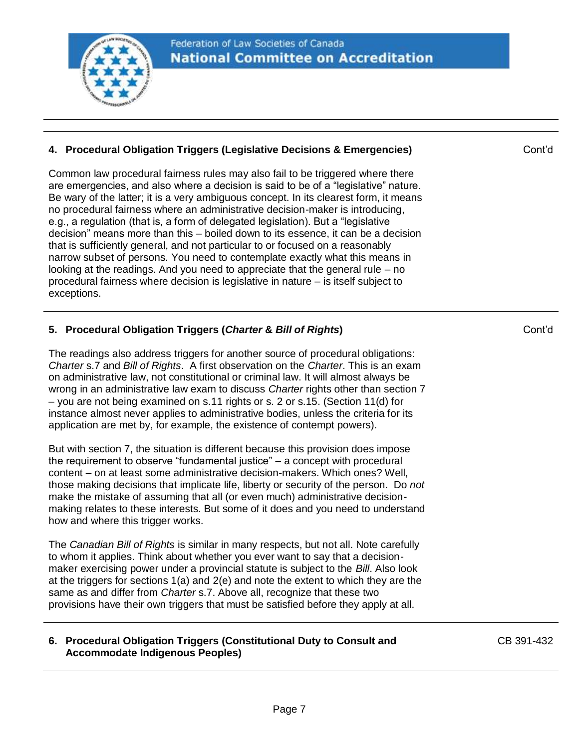## 4. Procedural Obligation Triggers (Legislative Decisions & Emergencies)

Cont'd

Common law procedural fairness rules may also fail to be triggered where there are emergencies, and also where a decision is said to be of a "legislative" nature. Be wary of the latter; it is a very ambiguous concept. In its clearest form, it means no procedural fairness where an administrative decision-maker is introducing, e.g., a regulation (that is, a form of delegated legislation). But a "legislative decision" means more than this – boiled down to its essence, it can be a decision that is sufficiently general, and not particular to or focused on a reasonably narrow subset of persons. You need to contemplate exactly what this means in looking at the readings. And you need to appreciate that the general rule – no procedural fairness where decision is legislative in nature – is itself subject to exceptions.

## 5. Procedural Obligation Triggers (*Charter* & *Bill of Rights*)

Cont'd

The readings also address triggers for another source of procedural obligations: *Charter* s.7 and *Bill of Rights*. A first observation on the *Charter*. This is an exam on administrative law, not constitutional or criminal law. It will almost always be wrong in an administrative law exam to discuss *Charter* rights other than section 7 – you are not being examined on s.11 rights or s. 2 or s.15. (Section 11(d) for instance almost never applies to administrative bodies, unless the criteria for its application are met by, for example, the existence of contempt powers).

But with section 7, the situation is different because this provision does impose the requirement to observe "fundamental justice" – a concept with procedural content – on at least some administrative decision-makers. Which ones? Well, those making decisions that implicate life, liberty or security of the person. Do *not* make the mistake of assuming that all (or even much) administrative decision-making relates to these interests. But some of it does and you need to understand how and where this trigger works.

The *Canadian Bill of Rights* is similar in many respects, but not all. Note carefully to whom it applies. Think about whether you ever want to say that a decision-maker exercising power under a provincial statute is subject to the *Bill*. Also look at the triggers for sections 1(a) and 2(e) and note the extent to which they are the same as and differ from *Charter* s.7. Above all, recognize that these two provisions have their own triggers that must be satisfied before they apply at all.

## 6. Procedural Obligation Triggers (Constitutional Duty to Consult and Accommodate Indigenous Peoples)

CB 391-432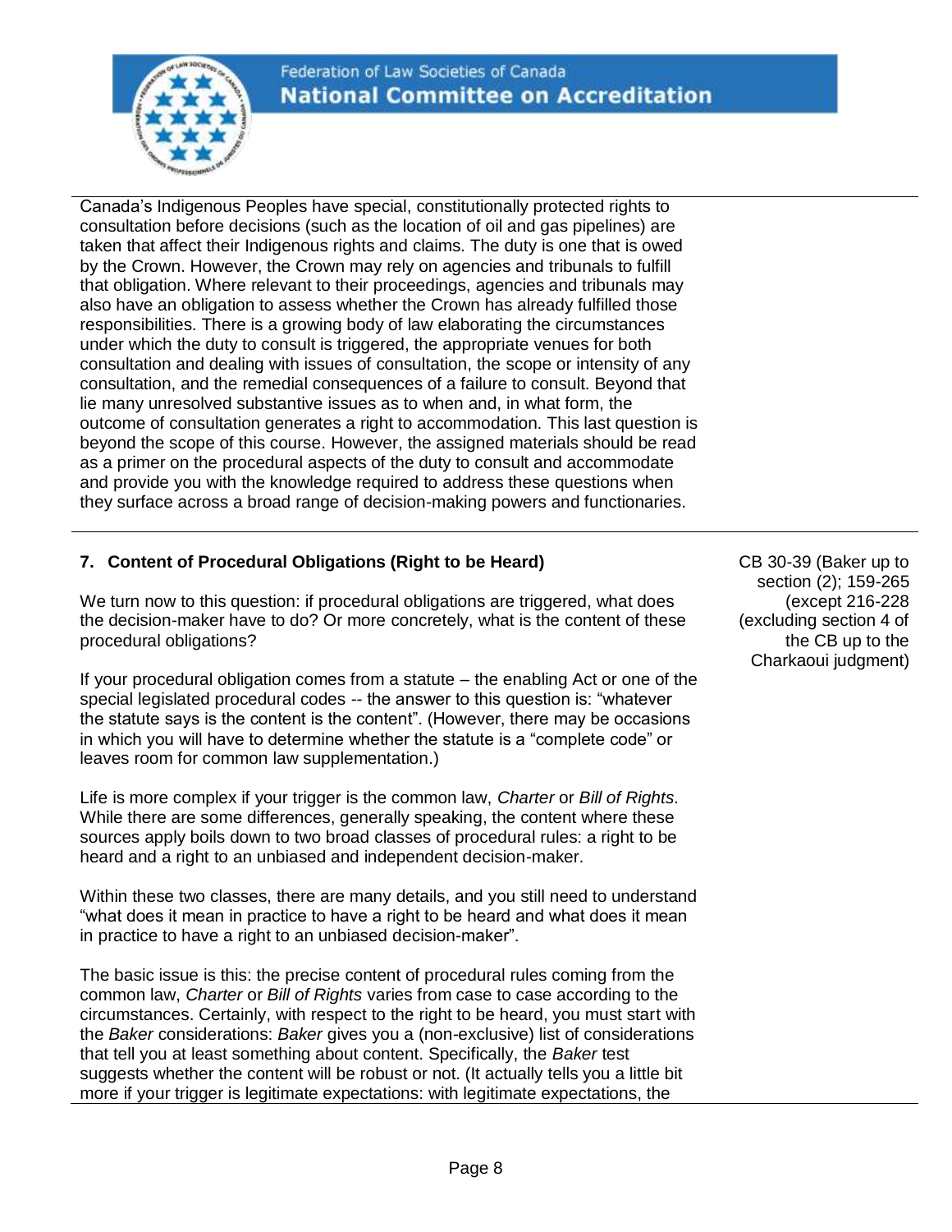Canada's Indigenous Peoples have special, constitutionally protected rights to consultation before decisions (such as the location of oil and gas pipelines) are taken that affect their Indigenous rights and claims. The duty is one that is owed by the Crown. However, the Crown may rely on agencies and tribunals to fulfill that obligation. Where relevant to their proceedings, agencies and tribunals may also have an obligation to assess whether the Crown has already fulfilled those responsibilities. There is a growing body of law elaborating the circumstances under which the duty to consult is triggered, the appropriate venues for both consultation and dealing with issues of consultation, the scope or intensity of any consultation, and the remedial consequences of a failure to consult. Beyond that lie many unresolved substantive issues as to when and, in what form, the outcome of consultation generates a right to accommodation. This last question is beyond the scope of this course. However, the assigned materials should be read as a primer on the procedural aspects of the duty to consult and accommodate and provide you with the knowledge required to address these questions when they surface across a broad range of decision-making powers and functionaries.

## 7. Content of Procedural Obligations (Right to be Heard)

CB 30-39 (Baker up to section (2); 159-265 (except 216-228 (excluding section 4 of the CB up to the Charkaoui judgment)

We turn now to this question: if procedural obligations are triggered, what does the decision-maker have to do? Or more concretely, what is the content of these procedural obligations?

If your procedural obligation comes from a statute – the enabling Act or one of the special legislated procedural codes -- the answer to this question is: "whatever the statute says is the content is the content". (However, there may be occasions in which you will have to determine whether the statute is a "complete code" or leaves room for common law supplementation.)

Life is more complex if your trigger is the common law, *Charter* or *Bill of Rights*. While there are some differences, generally speaking, the content where these sources apply boils down to two broad classes of procedural rules: a right to be heard and a right to an unbiased and independent decision-maker.

Within these two classes, there are many details, and you still need to understand "what does it mean in practice to have a right to be heard and what does it mean in practice to have a right to an unbiased decision-maker".

The basic issue is this: the precise content of procedural rules coming from the common law, *Charter* or *Bill of Rights* varies from case to case according to the circumstances. Certainly, with respect to the right to be heard, you must start with the *Baker* considerations: *Baker* gives you a (non-exclusive) list of considerations that tell you at least something about content. Specifically, the *Baker* test suggests whether the content will be robust or not. (It actually tells you a little bit more if your trigger is legitimate expectations: with legitimate expectations, the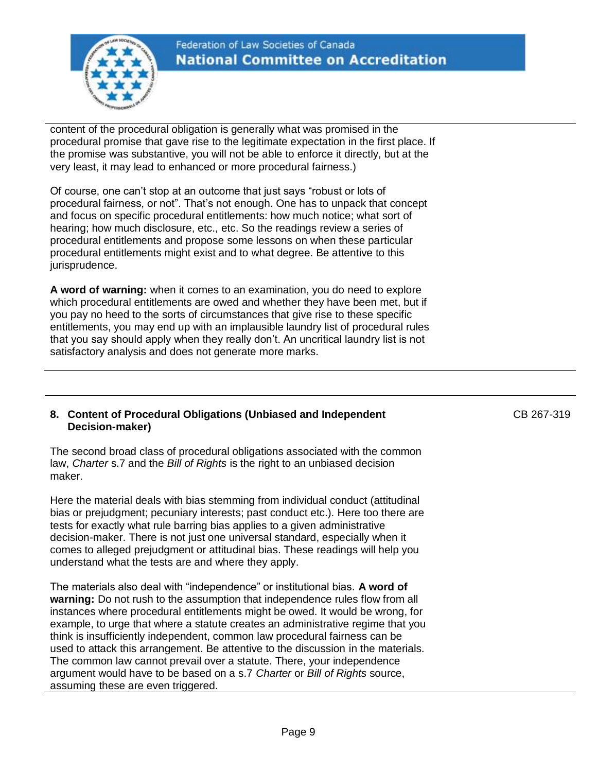content of the procedural obligation is generally what was promised in the procedural promise that gave rise to the legitimate expectation in the first place. If the promise was substantive, you will not be able to enforce it directly, but at the very least, it may lead to enhanced or more procedural fairness.)

Of course, one can't stop at an outcome that just says "robust or lots of procedural fairness, or not". That's not enough. One has to unpack that concept and focus on specific procedural entitlements: how much notice; what sort of hearing; how much disclosure, etc., etc. So the readings review a series of procedural entitlements and propose some lessons on when these particular procedural entitlements might exist and to what degree. Be attentive to this jurisprudence.

**A word of warning:** when it comes to an examination, you do need to explore which procedural entitlements are owed and whether they have been met, but if you pay no heed to the sorts of circumstances that give rise to these specific entitlements, you may end up with an implausible laundry list of procedural rules that you say should apply when they really don't. An uncritical laundry list is not satisfactory analysis and does not generate more marks.

---

## 8. Content of Procedural Obligations (Unbiased and Independent Decision-maker)

CB 267-319

The second broad class of procedural obligations associated with the common law, *Charter* s.7 and the *Bill of Rights* is the right to an unbiased decision maker.

Here the material deals with bias stemming from individual conduct (attitudinal bias or prejudgment; pecuniary interests; past conduct etc.). Here too there are tests for exactly what rule barring bias applies to a given administrative decision-maker. There is not just one universal standard, especially when it comes to alleged prejudgment or attitudinal bias. These readings will help you understand what the tests are and where they apply.

The materials also deal with "independence" or institutional bias. **A word of warning:** Do not rush to the assumption that independence rules flow from all instances where procedural entitlements might be owed. It would be wrong, for example, to urge that where a statute creates an administrative regime that you think is insufficiently independent, common law procedural fairness can be used to attack this arrangement. Be attentive to the discussion in the materials. The common law cannot prevail over a statute. There, your independence argument would have to be based on a s.7 *Charter* or *Bill of Rights* source, assuming these are even triggered.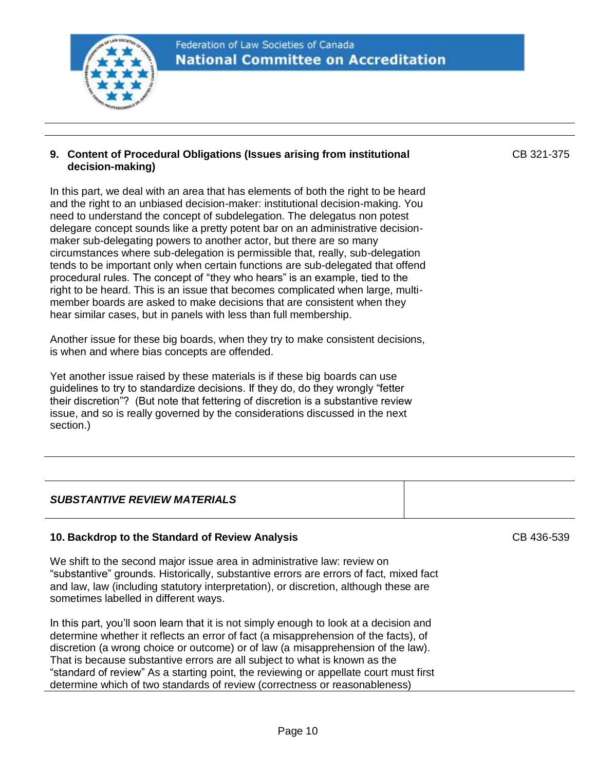### 9. Content of Procedural Obligations (Issues arising from institutional decision-making)

CB 321-375

In this part, we deal with an area that has elements of both the right to be heard and the right to an unbiased decision-maker: institutional decision-making. You need to understand the concept of subdelegation. The delegatus non potest delegare concept sounds like a pretty potent bar on an administrative decision-maker sub-delegating powers to another actor, but there are so many circumstances where sub-delegation is permissible that, really, sub-delegation tends to be important only when certain functions are sub-delegated that offend procedural rules. The concept of "they who hears" is an example, tied to the right to be heard. This is an issue that becomes complicated when large, multi-member boards are asked to make decisions that are consistent when they hear similar cases, but in panels with less than full membership.

Another issue for these big boards, when they try to make consistent decisions, is when and where bias concepts are offended.

Yet another issue raised by these materials is if these big boards can use guidelines to try to standardize decisions. If they do, do they wrongly "fetter their discretion"? (But note that fettering of discretion is a substantive review issue, and so is really governed by the considerations discussed in the next section.)

## *SUBSTANTIVE REVIEW MATERIALS*

### 10. Backdrop to the Standard of Review Analysis

CB 436-539

We shift to the second major issue area in administrative law: review on "substantive" grounds. Historically, substantive errors are errors of fact, mixed fact and law, law (including statutory interpretation), or discretion, although these are sometimes labelled in different ways.

In this part, you'll soon learn that it is not simply enough to look at a decision and determine whether it reflects an error of fact (a misapprehension of the facts), of discretion (a wrong choice or outcome) or of law (a misapprehension of the law). That is because substantive errors are all subject to what is known as the "standard of review" As a starting point, the reviewing or appellate court must first determine which of two standards of review (correctness or reasonableness)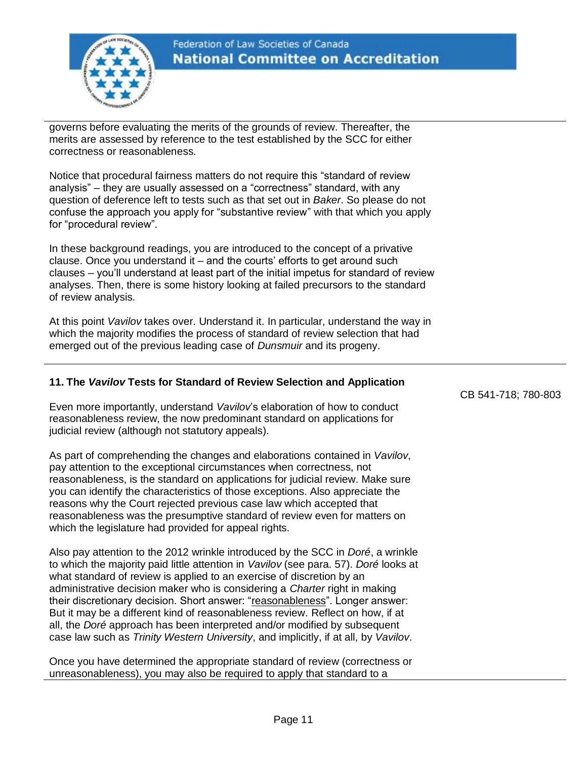governs before evaluating the merits of the grounds of review. Thereafter, the merits are assessed by reference to the test established by the SCC for either correctness or reasonableness.

Notice that procedural fairness matters do not require this "standard of review analysis" – they are usually assessed on a "correctness" standard, with any question of deference left to tests such as that set out in *Baker*. So please do not confuse the approach you apply for "substantive review" with that which you apply for "procedural review".

In these background readings, you are introduced to the concept of a privative clause. Once you understand it – and the courts' efforts to get around such clauses – you'll understand at least part of the initial impetus for standard of review analyses. Then, there is some history looking at failed precursors to the standard of review analysis.

At this point *Vavilov* takes over. Understand it. In particular, understand the way in which the majority modifies the process of standard of review selection that had emerged out of the previous leading case of *Dunsmuir* and its progeny.

## 11. The *Vavilov* Tests for Standard of Review Selection and Application

CB 541-718; 780-803

Even more importantly, understand *Vavilov*'s elaboration of how to conduct reasonableness review, the now predominant standard on applications for judicial review (although not statutory appeals).

As part of comprehending the changes and elaborations contained in *Vavilov*, pay attention to the exceptional circumstances when correctness, not reasonableness, is the standard on applications for judicial review. Make sure you can identify the characteristics of those exceptions. Also appreciate the reasons why the Court rejected previous case law which accepted that reasonableness was the presumptive standard of review even for matters on which the legislature had provided for appeal rights.

Also pay attention to the 2012 wrinkle introduced by the SCC in *Doré*, a wrinkle to which the majority paid little attention in *Vavilov* (see para. 57). *Doré* looks at what standard of review is applied to an exercise of discretion by an administrative decision maker who is considering a *Charter* right in making their discretionary decision. Short answer: "reasonableness". Longer answer: But it may be a different kind of reasonableness review. Reflect on how, if at all, the *Doré* approach has been interpreted and/or modified by subsequent case law such as *Trinity Western University*, and implicitly, if at all, by *Vavilov*.

Once you have determined the appropriate standard of review (correctness or unreasonableness), you may also be required to apply that standard to a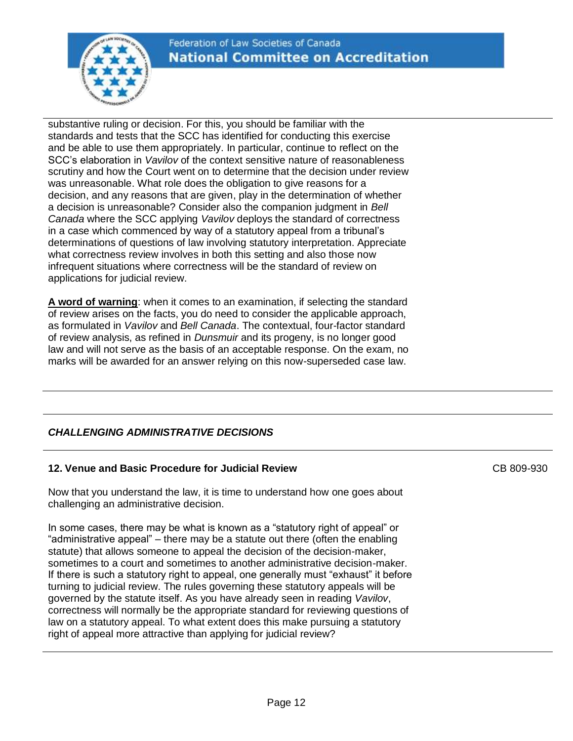substantive ruling or decision. For this, you should be familiar with the standards and tests that the SCC has identified for conducting this exercise and be able to use them appropriately. In particular, continue to reflect on the SCC's elaboration in *Vavilov* of the context sensitive nature of reasonableness scrutiny and how the Court went on to determine that the decision under review was unreasonable. What role does the obligation to give reasons for a decision, and any reasons that are given, play in the determination of whether a decision is unreasonable? Consider also the companion judgment in *Bell Canada* where the SCC applying *Vavilov* deploys the standard of correctness in a case which commenced by way of a statutory appeal from a tribunal's determinations of questions of law involving statutory interpretation. Appreciate what correctness review involves in both this setting and also those now infrequent situations where correctness will be the standard of review on applications for judicial review.

**A word of warning**: when it comes to an examination, if selecting the standard of review arises on the facts, you do need to consider the applicable approach, as formulated in *Vavilov* and *Bell Canada*. The contextual, four-factor standard of review analysis, as refined in *Dunsmuir* and its progeny, is no longer good law and will not serve as the basis of an acceptable response. On the exam, no marks will be awarded for an answer relying on this now-superseded case law.

---

## *CHALLENGING ADMINISTRATIVE DECISIONS*

---

### 12. Venue and Basic Procedure for Judicial Review

CB 809-930

Now that you understand the law, it is time to understand how one goes about challenging an administrative decision.

In some cases, there may be what is known as a "statutory right of appeal" or "administrative appeal" – there may be a statute out there (often the enabling statute) that allows someone to appeal the decision of the decision-maker, sometimes to a court and sometimes to another administrative decision-maker. If there is such a statutory right to appeal, one generally must "exhaust" it before turning to judicial review. The rules governing these statutory appeals will be governed by the statute itself. As you have already seen in reading *Vavilov*, correctness will normally be the appropriate standard for reviewing questions of law on a statutory appeal. To what extent does this make pursuing a statutory right of appeal more attractive than applying for judicial review?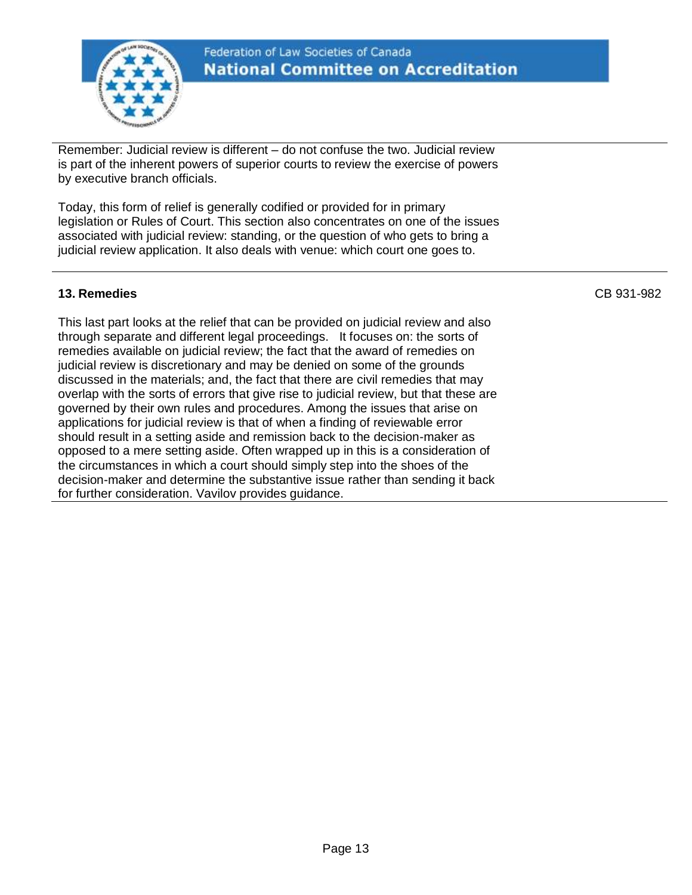Remember: Judicial review is different – do not confuse the two. Judicial review is part of the inherent powers of superior courts to review the exercise of powers by executive branch officials.

Today, this form of relief is generally codified or provided for in primary legislation or Rules of Court. This section also concentrates on one of the issues associated with judicial review: standing, or the question of who gets to bring a judicial review application. It also deals with venue: which court one goes to.

---

**13. Remedies** CB 931-982

This last part looks at the relief that can be provided on judicial review and also through separate and different legal proceedings. It focuses on: the sorts of remedies available on judicial review; the fact that the award of remedies on judicial review is discretionary and may be denied on some of the grounds discussed in the materials; and, the fact that there are civil remedies that may overlap with the sorts of errors that give rise to judicial review, but that these are governed by their own rules and procedures. Among the issues that arise on applications for judicial review is that of when a finding of reviewable error should result in a setting aside and remission back to the decision-maker as opposed to a mere setting aside. Often wrapped up in this is a consideration of the circumstances in which a court should simply step into the shoes of the decision-maker and determine the substantive issue rather than sending it back for further consideration. Vavilov provides guidance.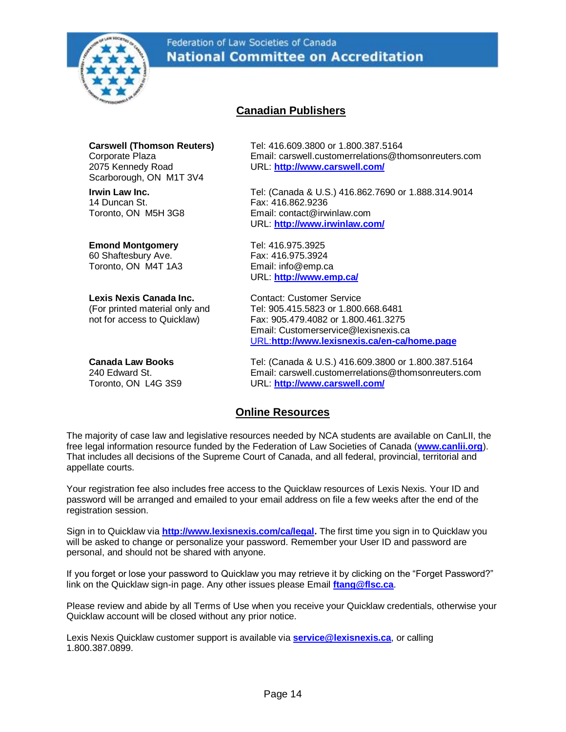# Canadian Publishers

| | |
|---|---|
| **Carswell (Thomson Reuters)**<br>Corporate Plaza<br>2075 Kennedy Road<br>Scarborough, ON M1T 3V4 | Tel: 416.609.3800 or 1.800.387.5164<br>Email: carswell.customerrelations@thomsonreuters.com<br>URL: **http://www.carswell.com/** |
| **Irwin Law Inc.**<br>14 Duncan St.<br>Toronto, ON M5H 3G8 | Tel: (Canada & U.S.) 416.862.7690 or 1.888.314.9014<br>Fax: 416.862.9236<br>Email: contact@irwinlaw.com<br>URL: **http://www.irwinlaw.com/** |
| **Emond Montgomery**<br>60 Shaftesbury Ave.<br>Toronto, ON M4T 1A3 | Tel: 416.975.3925<br>Fax: 416.975.3924<br>Email: info@emp.ca<br>URL: **http://www.emp.ca/** |
| **Lexis Nexis Canada Inc.**<br>(For printed material only and not for access to Quicklaw) | Contact: Customer Service<br>Tel: 905.415.5823 or 1.800.668.6481<br>Fax: 905.479.4082 or 1.800.461.3275<br>Email: Customerservice@lexisnexis.ca<br>URL:**http://www.lexisnexis.ca/en-ca/home.page** |
| **Canada Law Books**<br>240 Edward St.<br>Toronto, ON L4G 3S9 | Tel: (Canada & U.S.) 416.609.3800 or 1.800.387.5164<br>Email: carswell.customerrelations@thomsonreuters.com<br>URL: **http://www.carswell.com/** |

# Online Resources

The majority of case law and legislative resources needed by NCA students are available on CanLII, the free legal information resource funded by the Federation of Law Societies of Canada (**www.canlii.org**). That includes all decisions of the Supreme Court of Canada, and all federal, provincial, territorial and appellate courts.

Your registration fee also includes free access to the Quicklaw resources of Lexis Nexis. Your ID and password will be arranged and emailed to your email address on file a few weeks after the end of the registration session.

Sign in to Quicklaw via **http://www.lexisnexis.com/ca/legal.** The first time you sign in to Quicklaw you will be asked to change or personalize your password. Remember your User ID and password are personal, and should not be shared with anyone.

If you forget or lose your password to Quicklaw you may retrieve it by clicking on the "Forget Password?" link on the Quicklaw sign-in page. Any other issues please Email **ftang@flsc.ca**.

Please review and abide by all Terms of Use when you receive your Quicklaw credentials, otherwise your Quicklaw account will be closed without any prior notice.

Lexis Nexis Quicklaw customer support is available via **service@lexisnexis.ca**, or calling 1.800.387.0899.